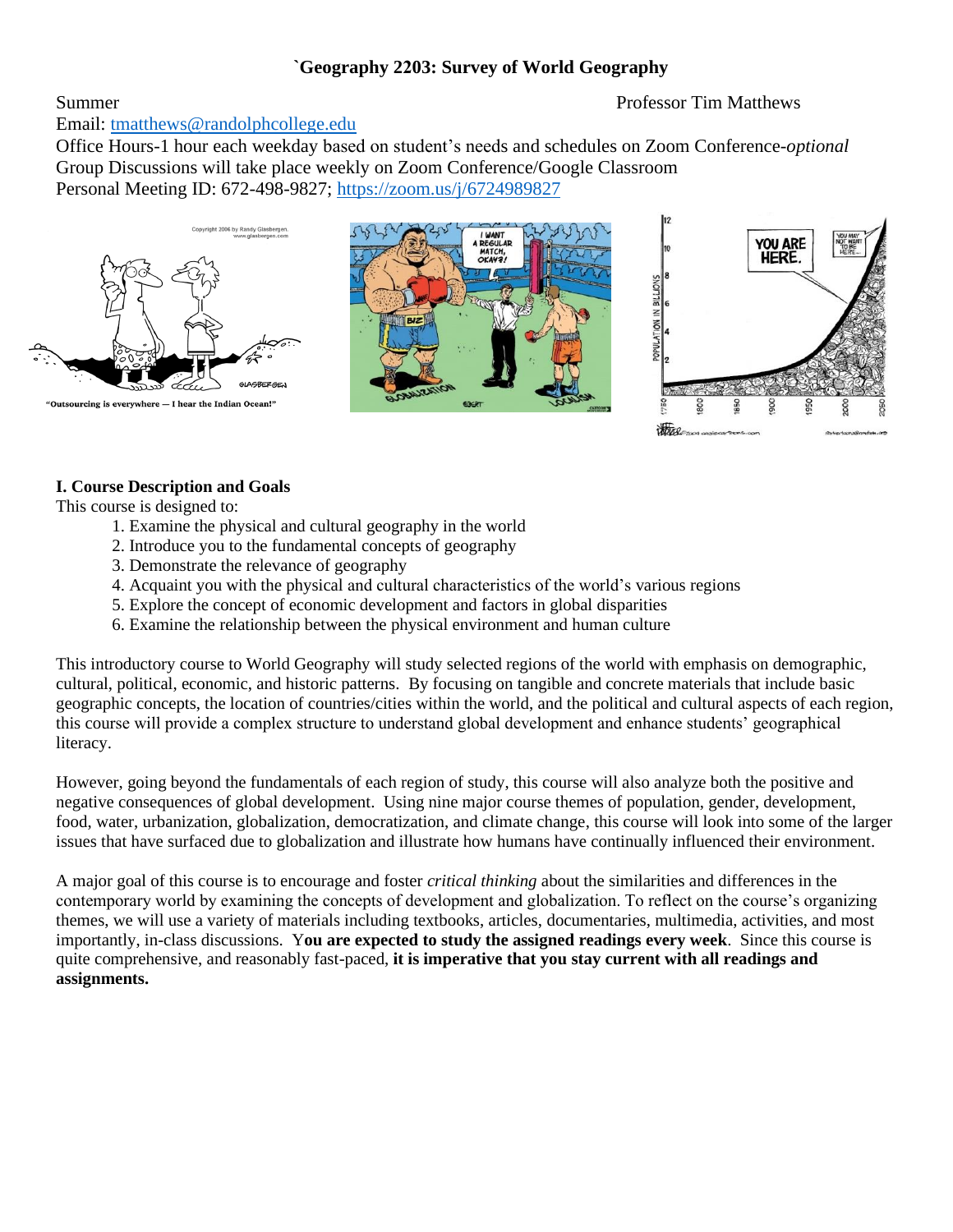# `Geography 2203: Survey of World Geography

Summer

Professor Tim Matthews

Email: tmatthews@randolphcollege.edu

Office Hours-1 hour each weekday based on student's needs and schedules on Zoom Conference-*optional*

Group Discussions will take place weekly on Zoom Conference/Google Classroom

Personal Meeting ID: 672-498-9827; https://zoom.us/j/6724989827

## I. Course Description and Goals

This course is designed to:

1. Examine the physical and cultural geography in the world
2. Introduce you to the fundamental concepts of geography
3. Demonstrate the relevance of geography
4. Acquaint you with the physical and cultural characteristics of the world's various regions
5. Explore the concept of economic development and factors in global disparities
6. Examine the relationship between the physical environment and human culture

This introductory course to World Geography will study selected regions of the world with emphasis on demographic, cultural, political, economic, and historic patterns. By focusing on tangible and concrete materials that include basic geographic concepts, the location of countries/cities within the world, and the political and cultural aspects of each region, this course will provide a complex structure to understand global development and enhance students' geographical literacy.

However, going beyond the fundamentals of each region of study, this course will also analyze both the positive and negative consequences of global development. Using nine major course themes of population, gender, development, food, water, urbanization, globalization, democratization, and climate change, this course will look into some of the larger issues that have surfaced due to globalization and illustrate how humans have continually influenced their environment.

A major goal of this course is to encourage and foster *critical thinking* about the similarities and differences in the contemporary world by examining the concepts of development and globalization. To reflect on the course's organizing themes, we will use a variety of materials including textbooks, articles, documentaries, multimedia, activities, and most importantly, in-class discussions. Y**ou are expected to study the assigned readings every week**. Since this course is quite comprehensive, and reasonably fast-paced, **it is imperative that you stay current with all readings and assignments.**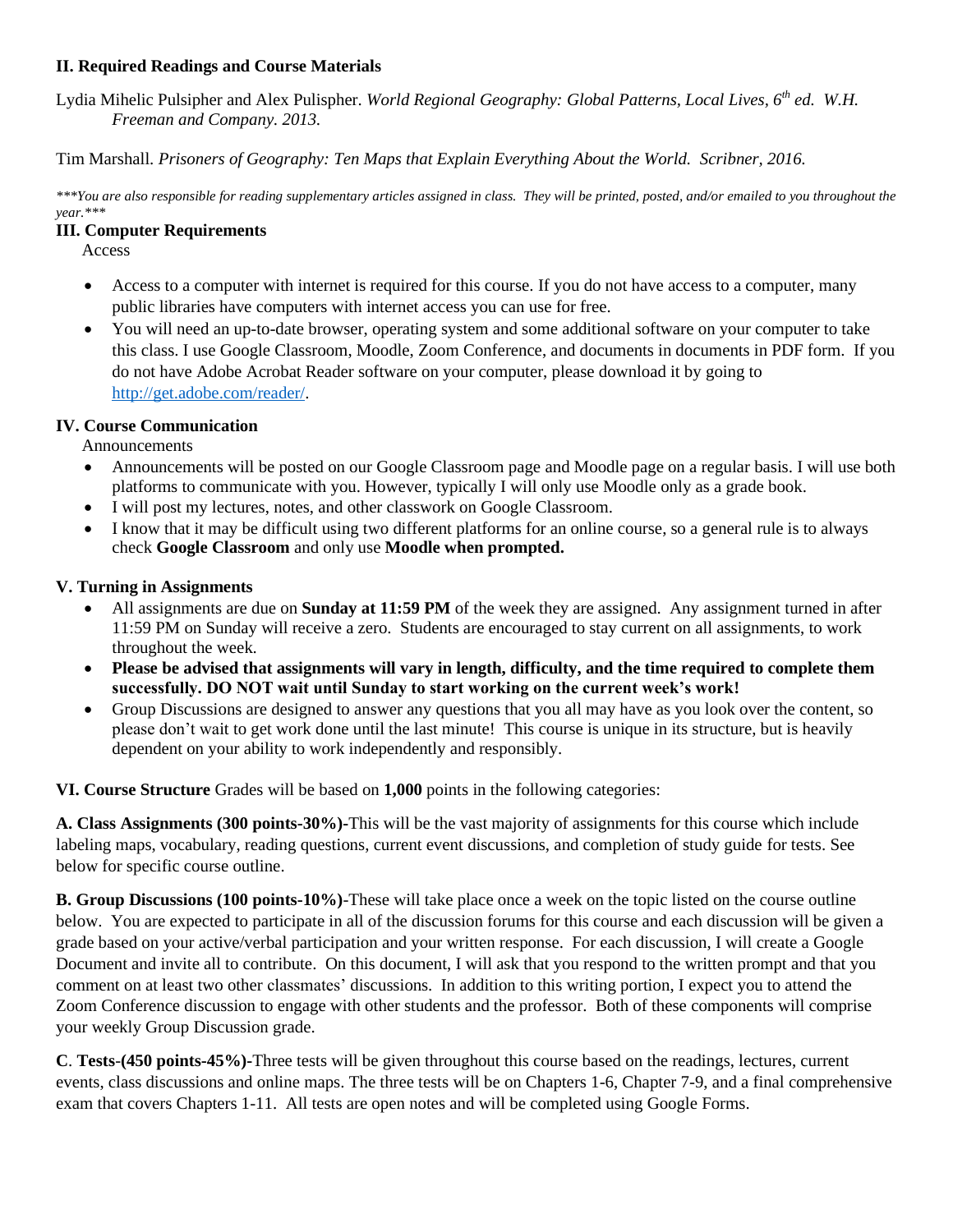### II. Required Readings and Course Materials

Lydia Mihelic Pulsipher and Alex Pulispher. *World Regional Geography: Global Patterns, Local Lives, 6th ed. W.H. Freeman and Company. 2013.*

Tim Marshall. *Prisoners of Geography: Ten Maps that Explain Everything About the World. Scribner, 2016.*

****You are also responsible for reading supplementary articles assigned in class. They will be printed, posted, and/or emailed to you throughout the year.****

### III. Computer Requirements

Access

- Access to a computer with internet is required for this course. If you do not have access to a computer, many public libraries have computers with internet access you can use for free.
- You will need an up-to-date browser, operating system and some additional software on your computer to take this class. I use Google Classroom, Moodle, Zoom Conference, and documents in documents in PDF form. If you do not have Adobe Acrobat Reader software on your computer, please download it by going to http://get.adobe.com/reader/.

### IV. Course Communication

Announcements

- Announcements will be posted on our Google Classroom page and Moodle page on a regular basis. I will use both platforms to communicate with you. However, typically I will only use Moodle only as a grade book.
- I will post my lectures, notes, and other classwork on Google Classroom.
- I know that it may be difficult using two different platforms for an online course, so a general rule is to always check **Google Classroom** and only use **Moodle when prompted.**

### V. Turning in Assignments

- All assignments are due on **Sunday at 11:59 PM** of the week they are assigned. Any assignment turned in after 11:59 PM on Sunday will receive a zero. Students are encouraged to stay current on all assignments, to work throughout the week.
- **Please be advised that assignments will vary in length, difficulty, and the time required to complete them successfully. DO NOT wait until Sunday to start working on the current week's work!**
- Group Discussions are designed to answer any questions that you all may have as you look over the content, so please don't wait to get work done until the last minute! This course is unique in its structure, but is heavily dependent on your ability to work independently and responsibly.

**VI. Course Structure** Grades will be based on **1,000** points in the following categories:

**A. Class Assignments (300 points-30%)-**This will be the vast majority of assignments for this course which include labeling maps, vocabulary, reading questions, current event discussions, and completion of study guide for tests. See below for specific course outline.

**B. Group Discussions (100 points-10%)**-These will take place once a week on the topic listed on the course outline below. You are expected to participate in all of the discussion forums for this course and each discussion will be given a grade based on your active/verbal participation and your written response. For each discussion, I will create a Google Document and invite all to contribute. On this document, I will ask that you respond to the written prompt and that you comment on at least two other classmates' discussions. In addition to this writing portion, I expect you to attend the Zoom Conference discussion to engage with other students and the professor. Both of these components will comprise your weekly Group Discussion grade.

**C**. **Tests-(450 points-45%)-**Three tests will be given throughout this course based on the readings, lectures, current events, class discussions and online maps. The three tests will be on Chapters 1-6, Chapter 7-9, and a final comprehensive exam that covers Chapters 1-11. All tests are open notes and will be completed using Google Forms.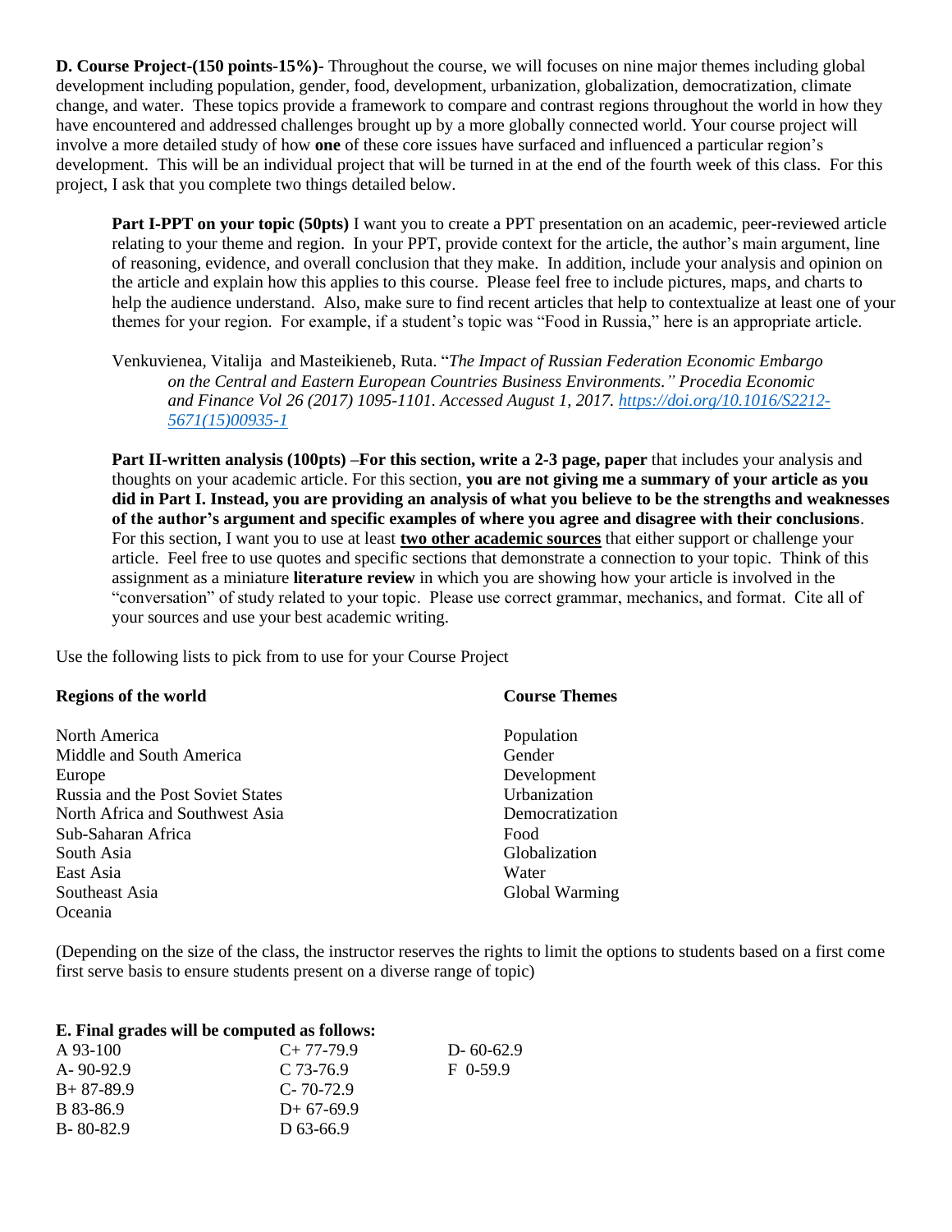**D. Course Project-(150 points-15%)-** Throughout the course, we will focuses on nine major themes including global development including population, gender, food, development, urbanization, globalization, democratization, climate change, and water. These topics provide a framework to compare and contrast regions throughout the world in how they have encountered and addressed challenges brought up by a more globally connected world. Your course project will involve a more detailed study of how **one** of these core issues have surfaced and influenced a particular region's development. This will be an individual project that will be turned in at the end of the fourth week of this class. For this project, I ask that you complete two things detailed below.

> **Part I-PPT on your topic (50pts)** I want you to create a PPT presentation on an academic, peer-reviewed article relating to your theme and region. In your PPT, provide context for the article, the author's main argument, line of reasoning, evidence, and overall conclusion that they make. In addition, include your analysis and opinion on the article and explain how this applies to this course. Please feel free to include pictures, maps, and charts to help the audience understand. Also, make sure to find recent articles that help to contextualize at least one of your themes for your region. For example, if a student's topic was "Food in Russia," here is an appropriate article.
>
> Venkuvienea, Vitalija and Masteikieneb, Ruta. "*The Impact of Russian Federation Economic Embargo on the Central and Eastern European Countries Business Environments." Procedia Economic and Finance Vol 26 (2017) 1095-1101. Accessed August 1, 2017. https://doi.org/10.1016/S2212-5671(15)00935-1*
>
> **Part II-written analysis (100pts) –For this section, write a 2-3 page, paper** that includes your analysis and thoughts on your academic article. For this section, **you are not giving me a summary of your article as you did in Part I. Instead, you are providing an analysis of what you believe to be the strengths and weaknesses of the author's argument and specific examples of where you agree and disagree with their conclusions**. For this section, I want you to use at least **<u>two other academic sources</u>** that either support or challenge your article. Feel free to use quotes and specific sections that demonstrate a connection to your topic. Think of this assignment as a miniature **literature review** in which you are showing how your article is involved in the "conversation" of study related to your topic. Please use correct grammar, mechanics, and format. Cite all of your sources and use your best academic writing.

Use the following lists to pick from to use for your Course Project

| **Regions of the world** | **Course Themes** |
|---|---|
| North America | Population |
| Middle and South America | Gender |
| Europe | Development |
| Russia and the Post Soviet States | Urbanization |
| North Africa and Southwest Asia | Democratization |
| Sub-Saharan Africa | Food |
| South Asia | Globalization |
| East Asia | Water |
| Southeast Asia | Global Warming |
| Oceania | |

(Depending on the size of the class, the instructor reserves the rights to limit the options to students based on a first come first serve basis to ensure students present on a diverse range of topic)

**E. Final grades will be computed as follows:**

| | | |
|---|---|---|
| A 93-100 | C+ 77-79.9 | D- 60-62.9 |
| A- 90-92.9 | C 73-76.9 | F 0-59.9 |
| B+ 87-89.9 | C- 70-72.9 | |
| B 83-86.9 | D+ 67-69.9 | |
| B- 80-82.9 | D 63-66.9 | |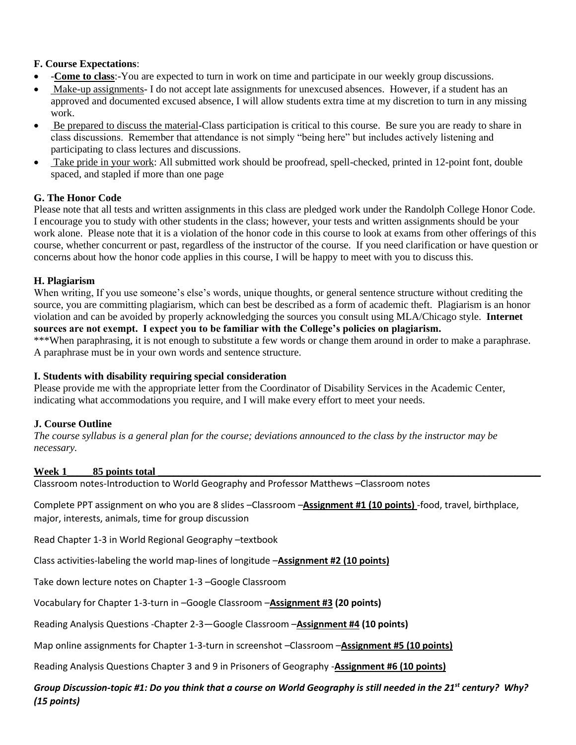**F. Course Expectations**:

- **-Come to class**:-You are expected to turn in work on time and participate in our weekly group discussions.
- Make-up assignments- I do not accept late assignments for unexcused absences. However, if a student has an approved and documented excused absence, I will allow students extra time at my discretion to turn in any missing work.
- Be prepared to discuss the material-Class participation is critical to this course. Be sure you are ready to share in class discussions. Remember that attendance is not simply "being here" but includes actively listening and participating to class lectures and discussions.
- Take pride in your work: All submitted work should be proofread, spell-checked, printed in 12-point font, double spaced, and stapled if more than one page

**G. The Honor Code**

Please note that all tests and written assignments in this class are pledged work under the Randolph College Honor Code. I encourage you to study with other students in the class; however, your tests and written assignments should be your work alone. Please note that it is a violation of the honor code in this course to look at exams from other offerings of this course, whether concurrent or past, regardless of the instructor of the course. If you need clarification or have question or concerns about how the honor code applies in this course, I will be happy to meet with you to discuss this.

**H. Plagiarism**

When writing, If you use someone's else's words, unique thoughts, or general sentence structure without crediting the source, you are committing plagiarism, which can best be described as a form of academic theft. Plagiarism is an honor violation and can be avoided by properly acknowledging the sources you consult using MLA/Chicago style. **Internet sources are not exempt. I expect you to be familiar with the College's policies on plagiarism.**

***When paraphrasing, it is not enough to substitute a few words or change them around in order to make a paraphrase. A paraphrase must be in your own words and sentence structure.

**I. Students with disability requiring special consideration**

Please provide me with the appropriate letter from the Coordinator of Disability Services in the Academic Center, indicating what accommodations you require, and I will make every effort to meet your needs.

**J. Course Outline**

*The course syllabus is a general plan for the course; deviations announced to the class by the instructor may be necessary.*

**Week 1 85 points total**

Classroom notes-Introduction to World Geography and Professor Matthews –Classroom notes

Complete PPT assignment on who you are 8 slides –Classroom –**Assignment #1 (10 points)** -food, travel, birthplace, major, interests, animals, time for group discussion

Read Chapter 1-3 in World Regional Geography –textbook

Class activities-labeling the world map-lines of longitude –**Assignment #2 (10 points)**

Take down lecture notes on Chapter 1-3 –Google Classroom

Vocabulary for Chapter 1-3-turn in –Google Classroom –**Assignment #3 (20 points)**

Reading Analysis Questions -Chapter 2-3—Google Classroom –**Assignment #4 (10 points)**

Map online assignments for Chapter 1-3-turn in screenshot –Classroom –**Assignment #5 (10 points)**

Reading Analysis Questions Chapter 3 and 9 in Prisoners of Geography -**Assignment #6 (10 points)**

***Group Discussion-topic #1: Do you think that a course on World Geography is still needed in the 21st century? Why? (15 points)***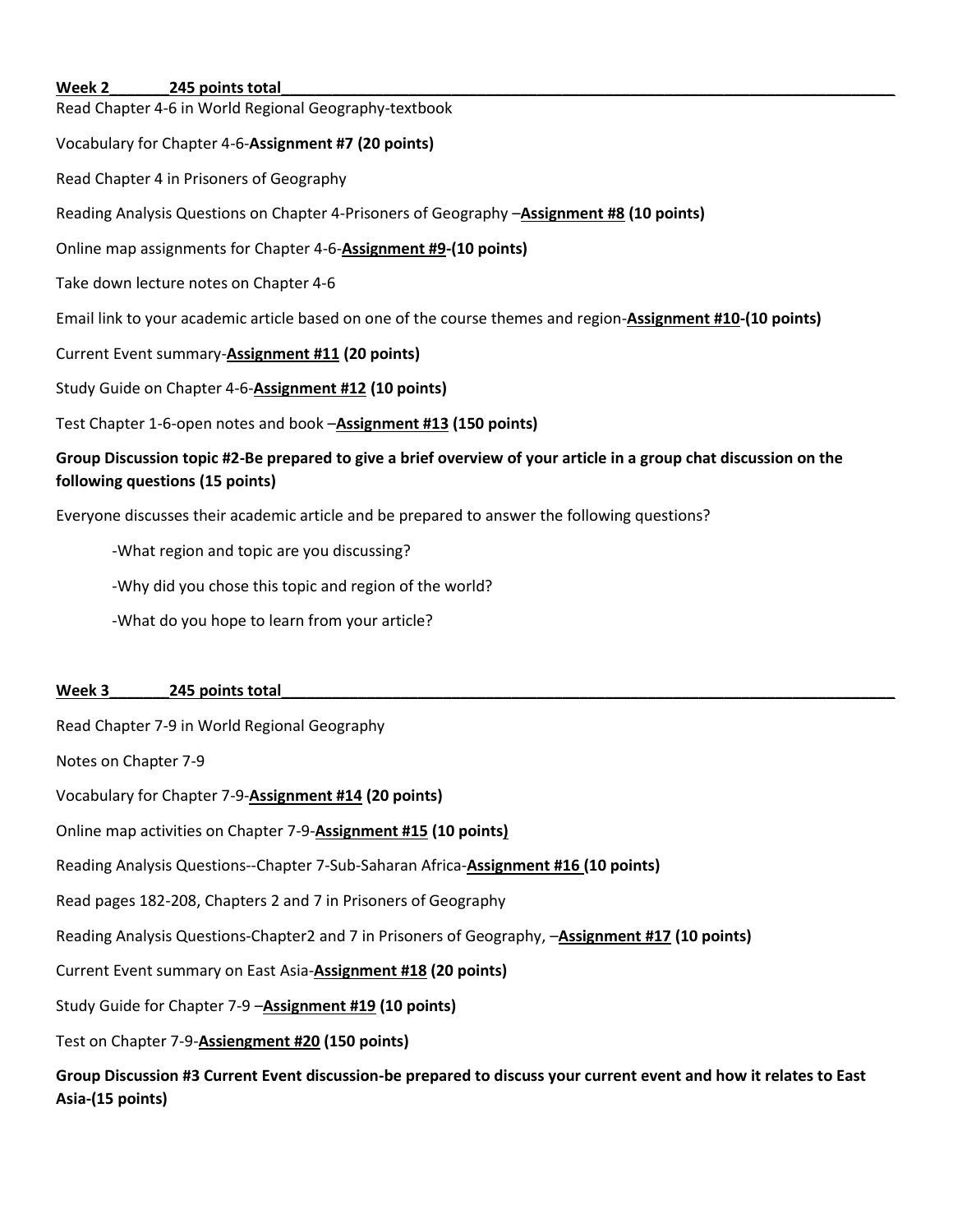**Week 2 245 points total**

Read Chapter 4-6 in World Regional Geography-textbook

Vocabulary for Chapter 4-6-**Assignment #7 (20 points)**

Read Chapter 4 in Prisoners of Geography

Reading Analysis Questions on Chapter 4-Prisoners of Geography –**Assignment #8 (10 points)**

Online map assignments for Chapter 4-6-**Assignment #9-(10 points)**

Take down lecture notes on Chapter 4-6

Email link to your academic article based on one of the course themes and region-**Assignment #10-(10 points)**

Current Event summary-**Assignment #11 (20 points)**

Study Guide on Chapter 4-6-**Assignment #12 (10 points)**

Test Chapter 1-6-open notes and book –**Assignment #13 (150 points)**

**Group Discussion topic #2-Be prepared to give a brief overview of your article in a group chat discussion on the following questions (15 points)**

Everyone discusses their academic article and be prepared to answer the following questions?

- What region and topic are you discussing?
- Why did you chose this topic and region of the world?
- What do you hope to learn from your article?

**Week 3 245 points total**

Read Chapter 7-9 in World Regional Geography

Notes on Chapter 7-9

Vocabulary for Chapter 7-9-**Assignment #14 (20 points)**

Online map activities on Chapter 7-9-**Assignment #15 (10 points)**

Reading Analysis Questions--Chapter 7-Sub-Saharan Africa-**Assignment #16 (10 points)**

Read pages 182-208, Chapters 2 and 7 in Prisoners of Geography

Reading Analysis Questions-Chapter2 and 7 in Prisoners of Geography, –**Assignment #17 (10 points)**

Current Event summary on East Asia-**Assignment #18 (20 points)**

Study Guide for Chapter 7-9 –**Assignment #19 (10 points)**

Test on Chapter 7-9-**Assiengment #20 (150 points)**

**Group Discussion #3 Current Event discussion-be prepared to discuss your current event and how it relates to East Asia-(15 points)**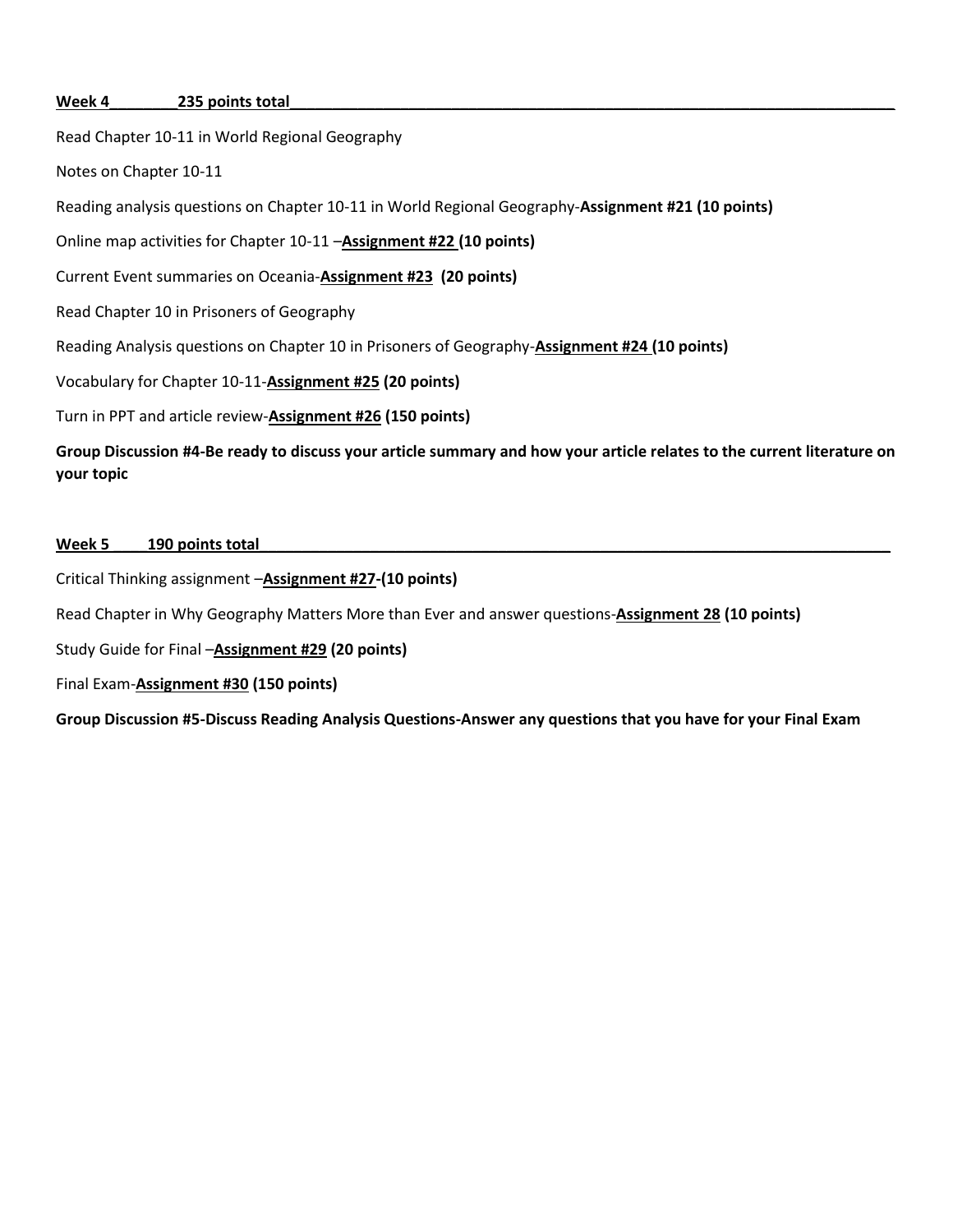**Week 4 235 points total**

Read Chapter 10-11 in World Regional Geography

Notes on Chapter 10-11

Reading analysis questions on Chapter 10-11 in World Regional Geography-**Assignment #21 (10 points)**

Online map activities for Chapter 10-11 –**Assignment #22 (10 points)**

Current Event summaries on Oceania-**Assignment #23 (20 points)**

Read Chapter 10 in Prisoners of Geography

Reading Analysis questions on Chapter 10 in Prisoners of Geography-**Assignment #24 (10 points)**

Vocabulary for Chapter 10-11-**Assignment #25 (20 points)**

Turn in PPT and article review-**Assignment #26 (150 points)**

**Group Discussion #4-Be ready to discuss your article summary and how your article relates to the current literature on your topic**

**Week 5 190 points total**

Critical Thinking assignment –**Assignment #27-(10 points)**

Read Chapter in Why Geography Matters More than Ever and answer questions-**Assignment 28 (10 points)**

Study Guide for Final –**Assignment #29 (20 points)**

Final Exam-**Assignment #30 (150 points)**

**Group Discussion #5-Discuss Reading Analysis Questions-Answer any questions that you have for your Final Exam**